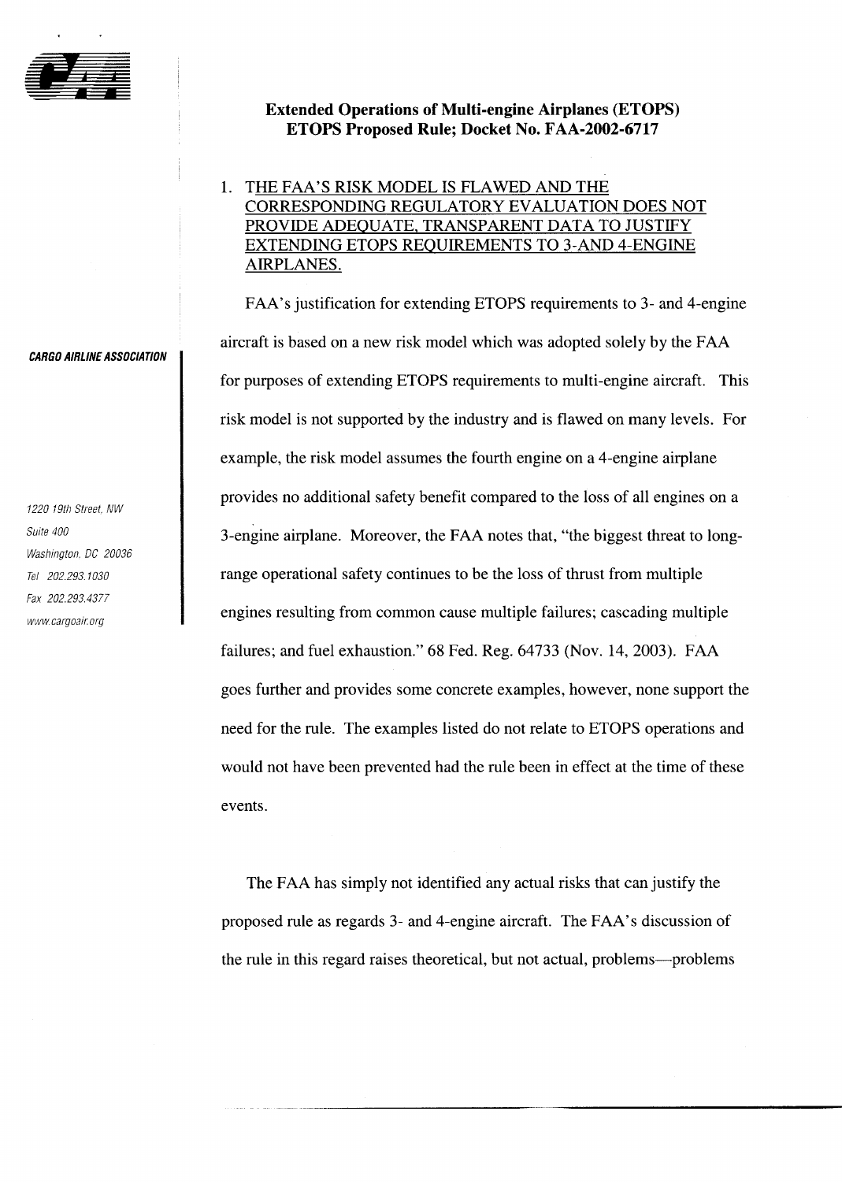**CARGO AIRLINE ASSOCIATION**

1220 19th Street, NW
Suite 400
Washington, DC 20036
Tel 202.293.1030
Fax 202.293.4377
www.cargoair.org

# Extended Operations of Multi-engine Airplanes (ETOPS) ETOPS Proposed Rule; Docket No. FAA-2002-6717

## 1. THE FAA'S RISK MODEL IS FLAWED AND THE CORRESPONDING REGULATORY EVALUATION DOES NOT PROVIDE ADEQUATE, TRANSPARENT DATA TO JUSTIFY EXTENDING ETOPS REQUIREMENTS TO 3-AND 4-ENGINE AIRPLANES.

FAA's justification for extending ETOPS requirements to 3- and 4-engine aircraft is based on a new risk model which was adopted solely by the FAA for purposes of extending ETOPS requirements to multi-engine aircraft. This risk model is not supported by the industry and is flawed on many levels. For example, the risk model assumes the fourth engine on a 4-engine airplane provides no additional safety benefit compared to the loss of all engines on a 3-engine airplane. Moreover, the FAA notes that, "the biggest threat to long-range operational safety continues to be the loss of thrust from multiple engines resulting from common cause multiple failures; cascading multiple failures; and fuel exhaustion." 68 Fed. Reg. 64733 (Nov. 14, 2003). FAA goes further and provides some concrete examples, however, none support the need for the rule. The examples listed do not relate to ETOPS operations and would not have been prevented had the rule been in effect at the time of these events.

The FAA has simply not identified any actual risks that can justify the proposed rule as regards 3- and 4-engine aircraft. The FAA's discussion of the rule in this regard raises theoretical, but not actual, problems—problems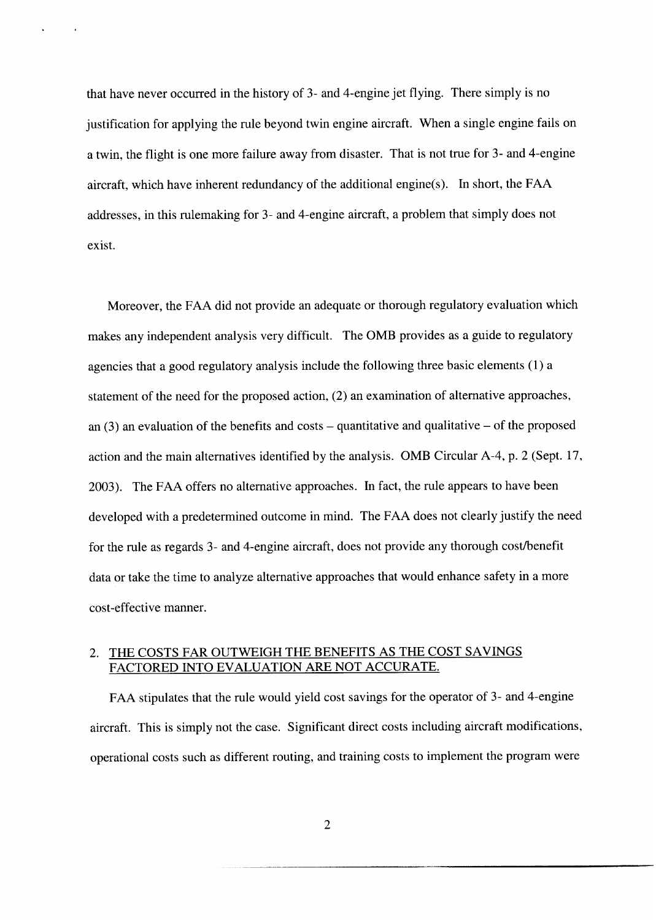that have never occurred in the history of 3- and 4-engine jet flying. There simply is no justification for applying the rule beyond twin engine aircraft. When a single engine fails on a twin, the flight is one more failure away from disaster. That is not true for 3- and 4-engine aircraft, which have inherent redundancy of the additional engine(s). In short, the FAA addresses, in this rulemaking for 3- and 4-engine aircraft, a problem that simply does not exist.

Moreover, the FAA did not provide an adequate or thorough regulatory evaluation which makes any independent analysis very difficult. The OMB provides as a guide to regulatory agencies that a good regulatory analysis include the following three basic elements (1) a statement of the need for the proposed action, (2) an examination of alternative approaches, an (3) an evaluation of the benefits and costs – quantitative and qualitative – of the proposed action and the main alternatives identified by the analysis. OMB Circular A-4, p. 2 (Sept. 17, 2003). The FAA offers no alternative approaches. In fact, the rule appears to have been developed with a predetermined outcome in mind. The FAA does not clearly justify the need for the rule as regards 3- and 4-engine aircraft, does not provide any thorough cost/benefit data or take the time to analyze alternative approaches that would enhance safety in a more cost-effective manner.

2. <u>THE COSTS FAR OUTWEIGH THE BENEFITS AS THE COST SAVINGS FACTORED INTO EVALUATION ARE NOT ACCURATE.</u>

FAA stipulates that the rule would yield cost savings for the operator of 3- and 4-engine aircraft. This is simply not the case. Significant direct costs including aircraft modifications, operational costs such as different routing, and training costs to implement the program were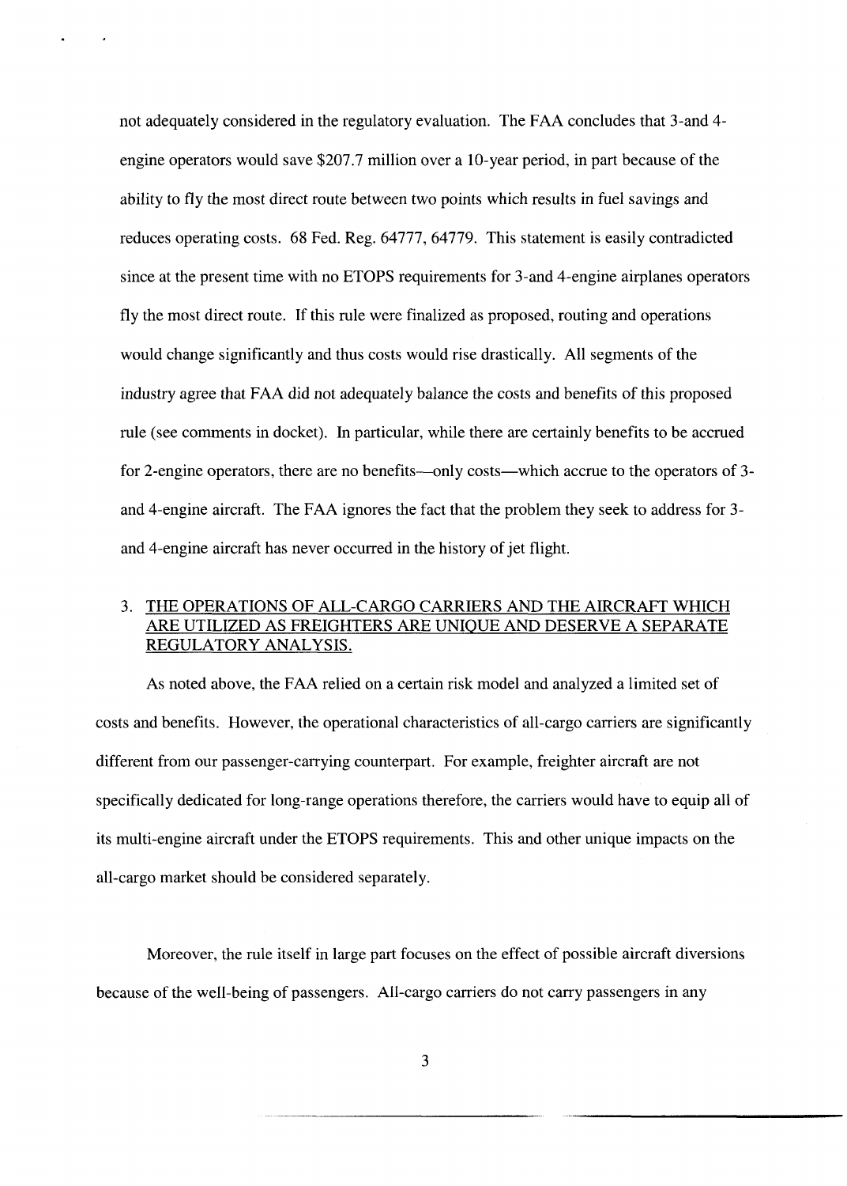not adequately considered in the regulatory evaluation. The FAA concludes that 3-and 4-engine operators would save $207.7 million over a 10-year period, in part because of the ability to fly the most direct route between two points which results in fuel savings and reduces operating costs. 68 Fed. Reg. 64777, 64779. This statement is easily contradicted since at the present time with no ETOPS requirements for 3-and 4-engine airplanes operators fly the most direct route. If this rule were finalized as proposed, routing and operations would change significantly and thus costs would rise drastically. All segments of the industry agree that FAA did not adequately balance the costs and benefits of this proposed rule (see comments in docket). In particular, while there are certainly benefits to be accrued for 2-engine operators, there are no benefits—only costs—which accrue to the operators of 3- and 4-engine aircraft. The FAA ignores the fact that the problem they seek to address for 3- and 4-engine aircraft has never occurred in the history of jet flight.

3. <u>THE OPERATIONS OF ALL-CARGO CARRIERS AND THE AIRCRAFT WHICH ARE UTILIZED AS FREIGHTERS ARE UNIQUE AND DESERVE A SEPARATE REGULATORY ANALYSIS.</u>

As noted above, the FAA relied on a certain risk model and analyzed a limited set of costs and benefits. However, the operational characteristics of all-cargo carriers are significantly different from our passenger-carrying counterpart. For example, freighter aircraft are not specifically dedicated for long-range operations therefore, the carriers would have to equip all of its multi-engine aircraft under the ETOPS requirements. This and other unique impacts on the all-cargo market should be considered separately.

Moreover, the rule itself in large part focuses on the effect of possible aircraft diversions because of the well-being of passengers. All-cargo carriers do not carry passengers in any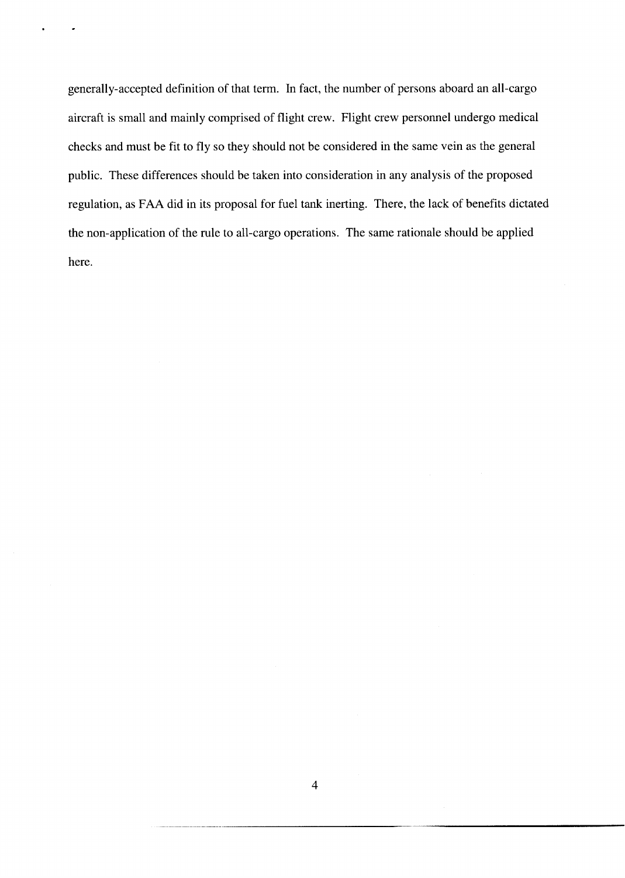generally-accepted definition of that term. In fact, the number of persons aboard an all-cargo aircraft is small and mainly comprised of flight crew. Flight crew personnel undergo medical checks and must be fit to fly so they should not be considered in the same vein as the general public. These differences should be taken into consideration in any analysis of the proposed regulation, as FAA did in its proposal for fuel tank inerting. There, the lack of benefits dictated the non-application of the rule to all-cargo operations. The same rationale should be applied here.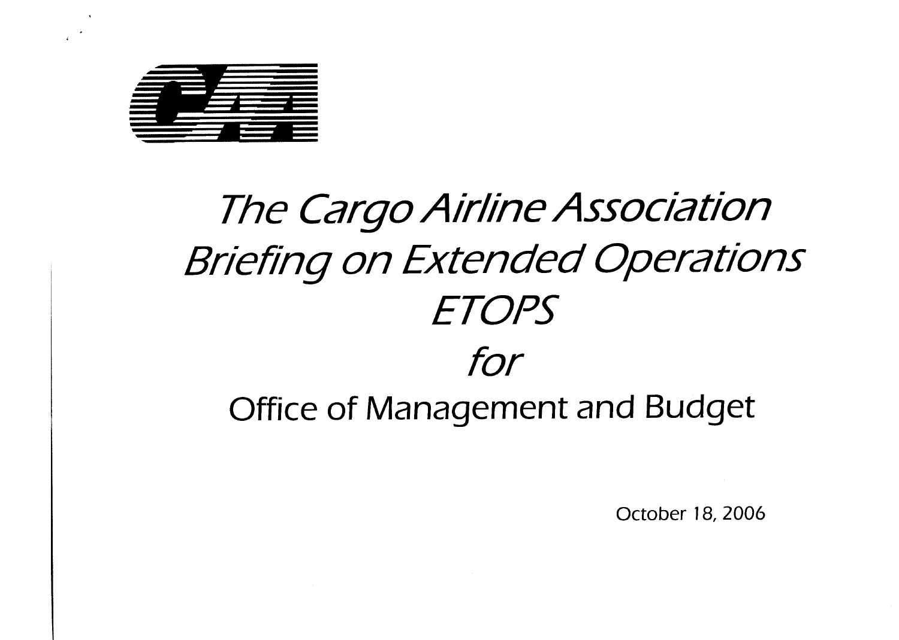# *The Cargo Airline Association Briefing on Extended Operations ETOPS*

*for*

## Office of Management and Budget

October 18, 2006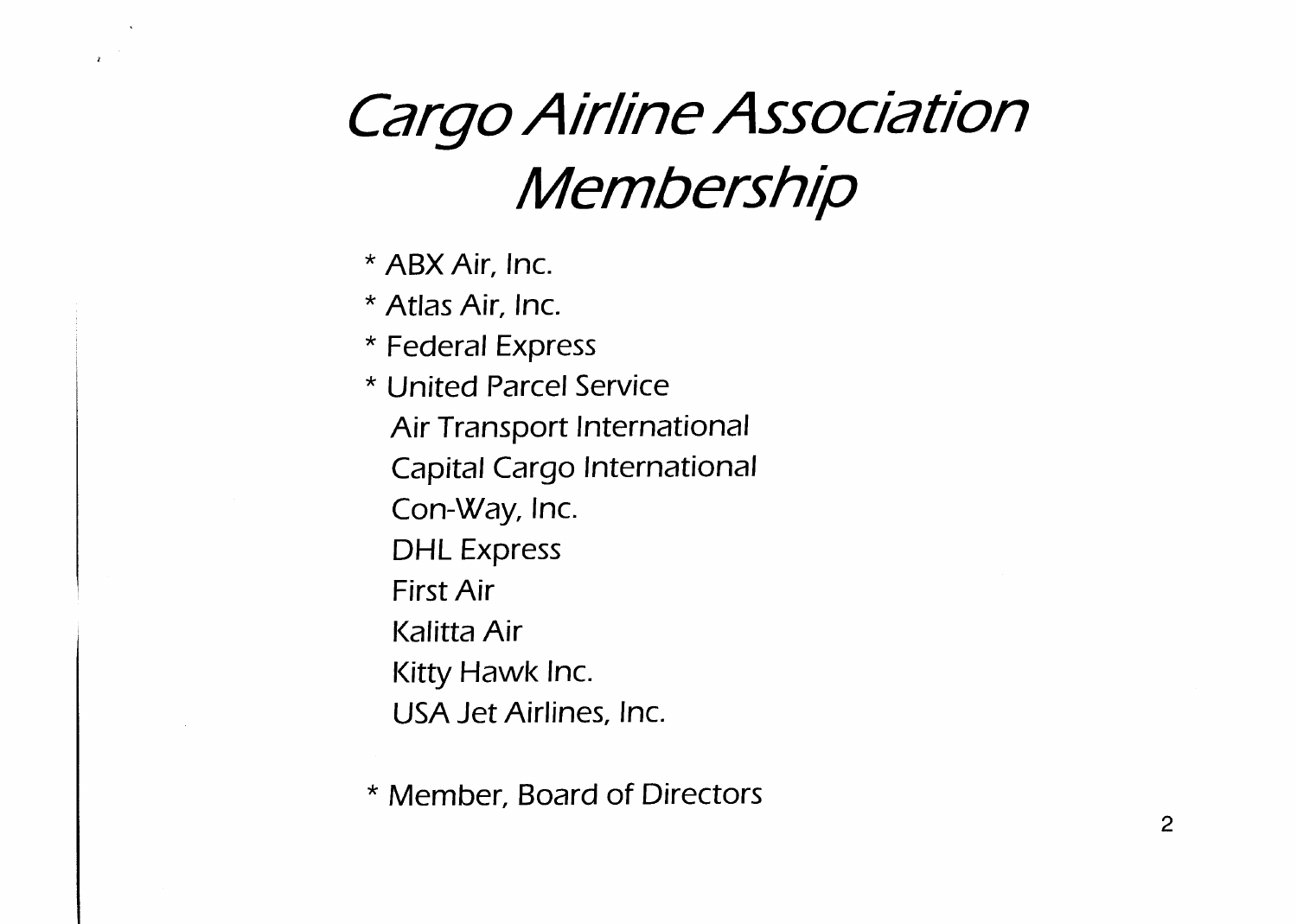# *Cargo Airline Association Membership*

* \* ABX Air, Inc.
* \* Atlas Air, Inc.
* \* Federal Express
* \* United Parcel Service
* Air Transport International
* Capital Cargo International
* Con-Way, Inc.
* DHL Express
* First Air
* Kalitta Air
* Kitty Hawk Inc.
* USA Jet Airlines, Inc.

\* Member, Board of Directors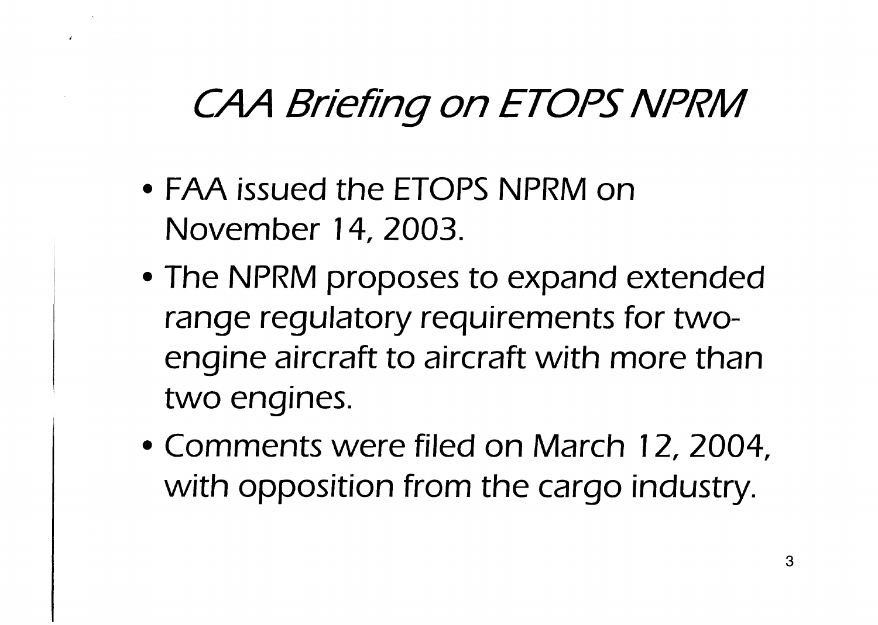# CAA Briefing on ETOPS NPRM

- FAA issued the ETOPS NPRM on November 14, 2003.
- The NPRM proposes to expand extended range regulatory requirements for two-engine aircraft to aircraft with more than two engines.
- Comments were filed on March 12, 2004, with opposition from the cargo industry.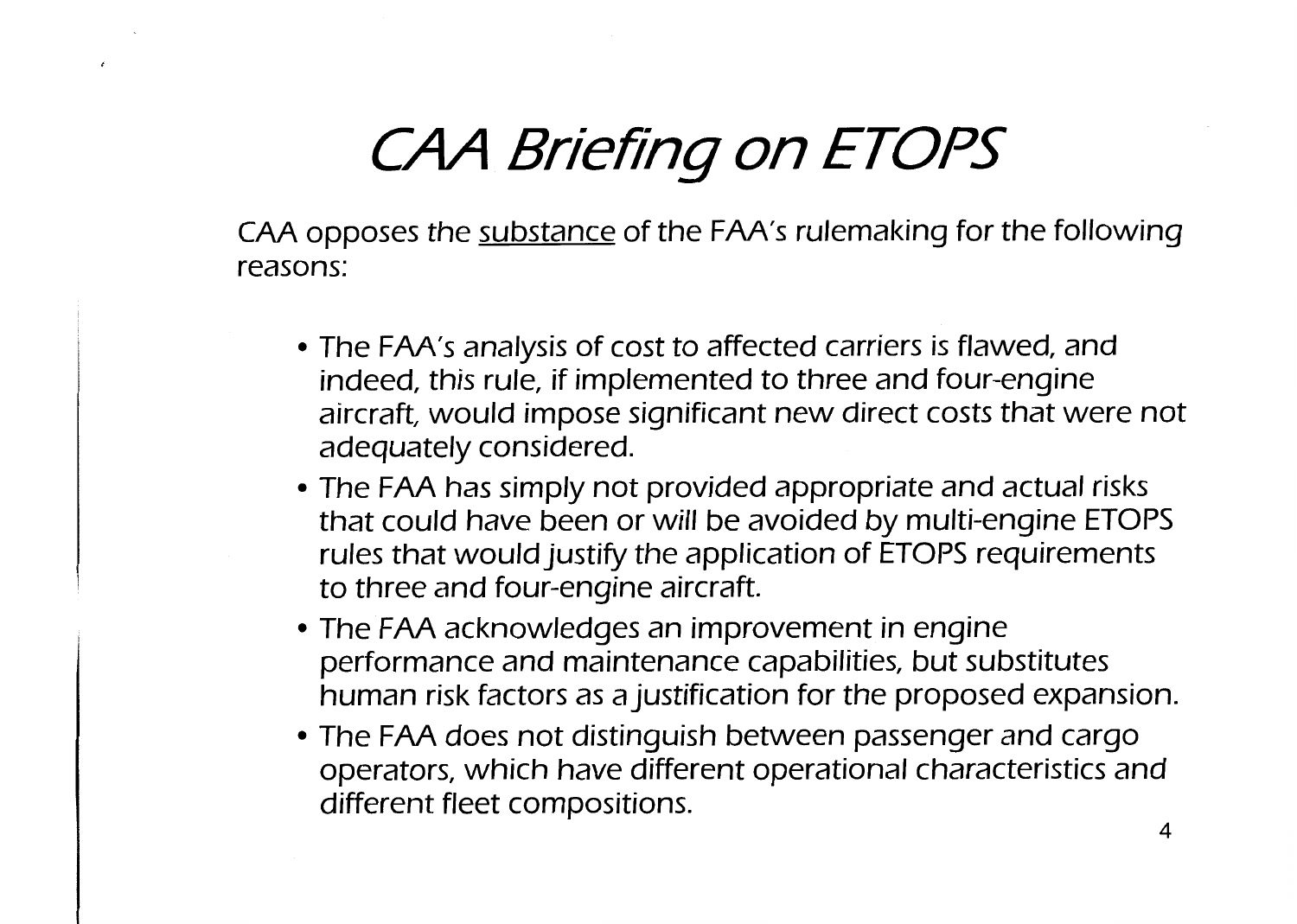# *CAA Briefing on ETOPS*

CAA opposes the <u>substance</u> of the FAA's rulemaking for the following reasons:

- The FAA's analysis of cost to affected carriers is flawed, and indeed, this rule, if implemented to three and four-engine aircraft, would impose significant new direct costs that were not adequately considered.
- The FAA has simply not provided appropriate and actual risks that could have been or will be avoided by multi-engine ETOPS rules that would justify the application of ETOPS requirements to three and four-engine aircraft.
- The FAA acknowledges an improvement in engine performance and maintenance capabilities, but substitutes human risk factors as a justification for the proposed expansion.
- The FAA does not distinguish between passenger and cargo operators, which have different operational characteristics and different fleet compositions.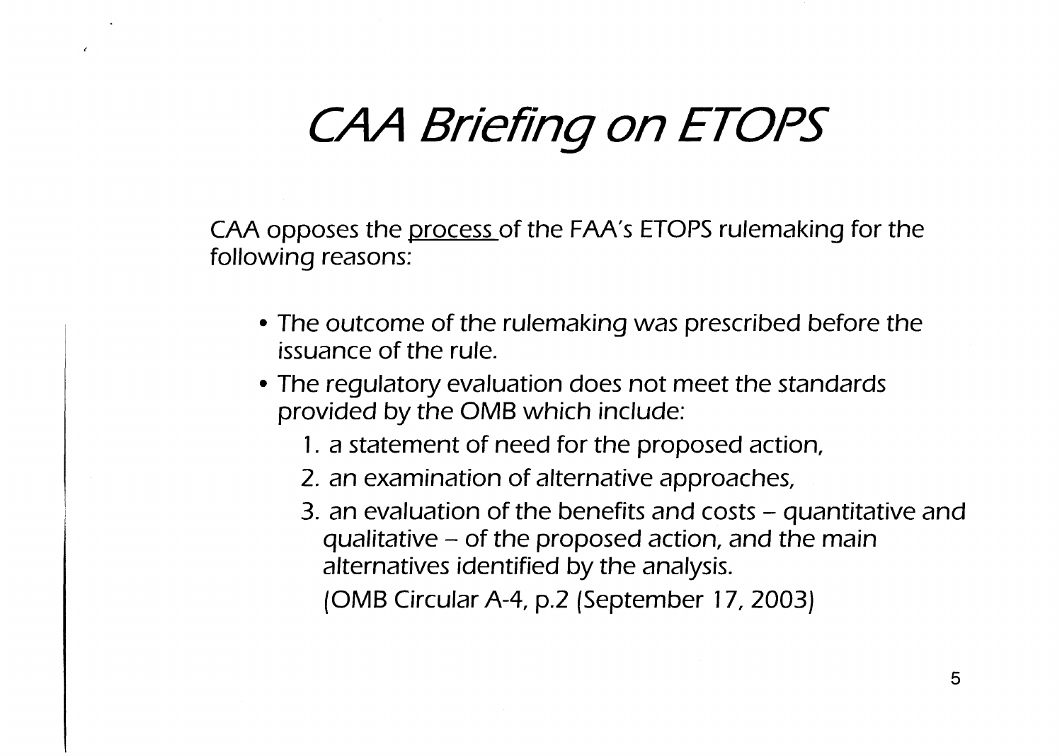# *CAA Briefing on ETOPS*

CAA opposes the process of the FAA's ETOPS rulemaking for the following reasons:

- The outcome of the rulemaking was prescribed before the issuance of the rule.
- The regulatory evaluation does not meet the standards provided by the OMB which include:
  1. a statement of need for the proposed action,
  2. an examination of alternative approaches,
  3. an evaluation of the benefits and costs – quantitative and qualitative – of the proposed action, and the main alternatives identified by the analysis.

     (OMB Circular A-4, p.2 (September 17, 2003)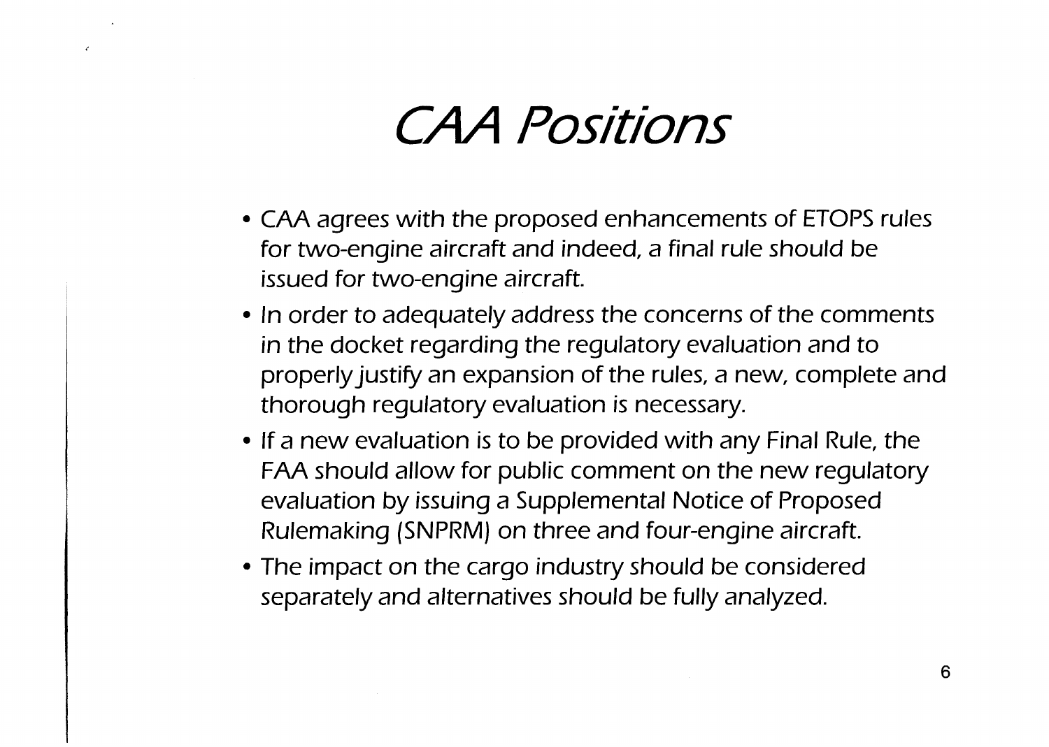# CAA Positions

- CAA agrees with the proposed enhancements of ETOPS rules for two-engine aircraft and indeed, a final rule should be issued for two-engine aircraft.
- In order to adequately address the concerns of the comments in the docket regarding the regulatory evaluation and to properly justify an expansion of the rules, a new, complete and thorough regulatory evaluation is necessary.
- If a new evaluation is to be provided with any Final Rule, the FAA should allow for public comment on the new regulatory evaluation by issuing a Supplemental Notice of Proposed Rulemaking (SNPRM) on three and four-engine aircraft.
- The impact on the cargo industry should be considered separately and alternatives should be fully analyzed.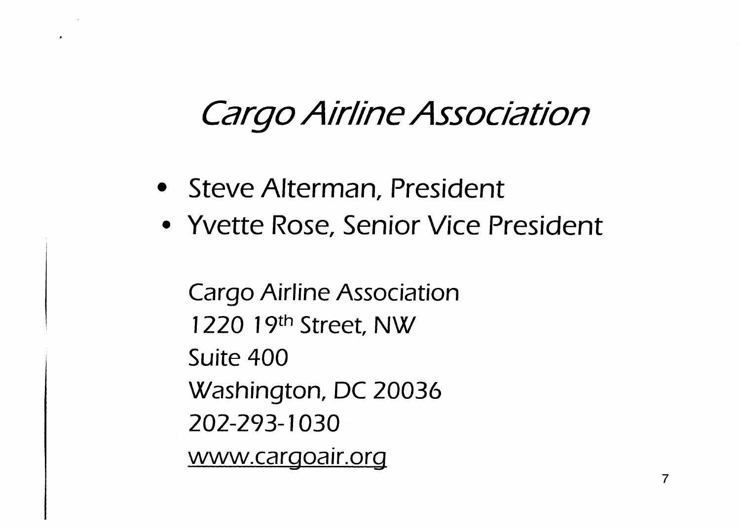# *Cargo Airline Association*

- Steve Alterman, President
- Yvette Rose, Senior Vice President

Cargo Airline Association
1220 19th Street, NW
Suite 400
Washington, DC 20036
202-293-1030
www.cargoair.org